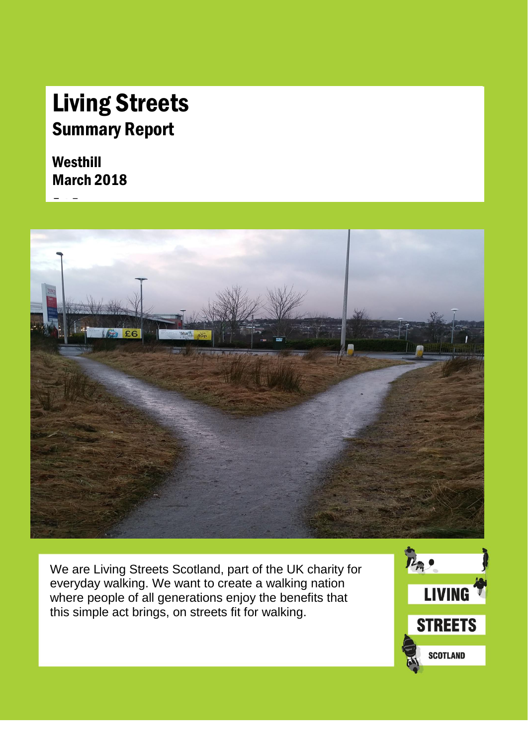# Living Streets

## Summary Report

**Westhill**
**March 2018**

We are Living Streets Scotland, part of the UK charity for everyday walking. We want to create a walking nation where people of all generations enjoy the benefits that this simple act brings, on streets fit for walking.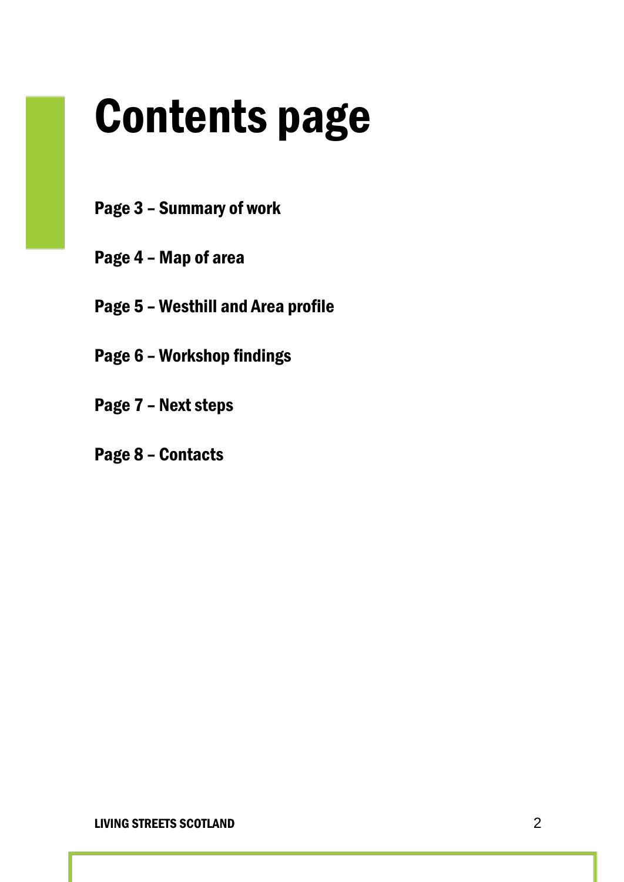# Contents page

**Page 3 – Summary of work**

**Page 4 – Map of area**

**Page 5 – Westhill and Area profile**

**Page 6 – Workshop findings**

**Page 7 – Next steps**

**Page 8 – Contacts**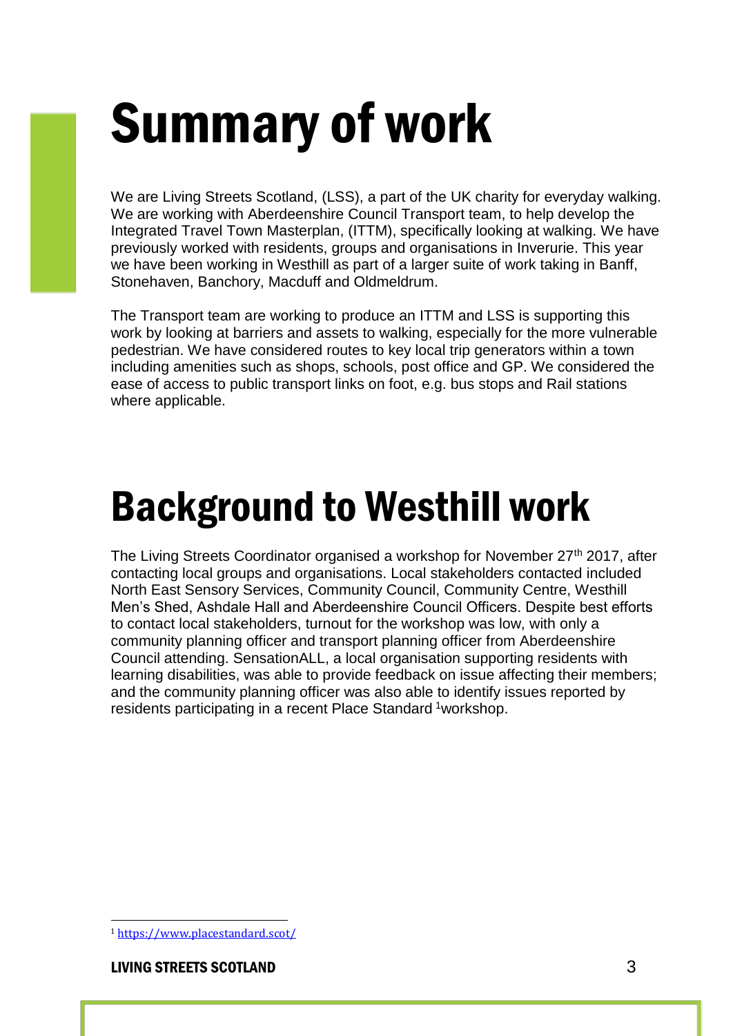# Summary of work

We are Living Streets Scotland, (LSS), a part of the UK charity for everyday walking. We are working with Aberdeenshire Council Transport team, to help develop the Integrated Travel Town Masterplan, (ITTM), specifically looking at walking. We have previously worked with residents, groups and organisations in Inverurie. This year we have been working in Westhill as part of a larger suite of work taking in Banff, Stonehaven, Banchory, Macduff and Oldmeldrum.

The Transport team are working to produce an ITTM and LSS is supporting this work by looking at barriers and assets to walking, especially for the more vulnerable pedestrian. We have considered routes to key local trip generators within a town including amenities such as shops, schools, post office and GP. We considered the ease of access to public transport links on foot, e.g. bus stops and Rail stations where applicable.

# Background to Westhill work

The Living Streets Coordinator organised a workshop for November 27th 2017, after contacting local groups and organisations. Local stakeholders contacted included North East Sensory Services, Community Council, Community Centre, Westhill Men's Shed, Ashdale Hall and Aberdeenshire Council Officers. Despite best efforts to contact local stakeholders, turnout for the workshop was low, with only a community planning officer and transport planning officer from Aberdeenshire Council attending. SensationALL, a local organisation supporting residents with learning disabilities, was able to provide feedback on issue affecting their members; and the community planning officer was also able to identify issues reported by residents participating in a recent Place Standard [1] workshop.

[1] https://www.placestandard.scot/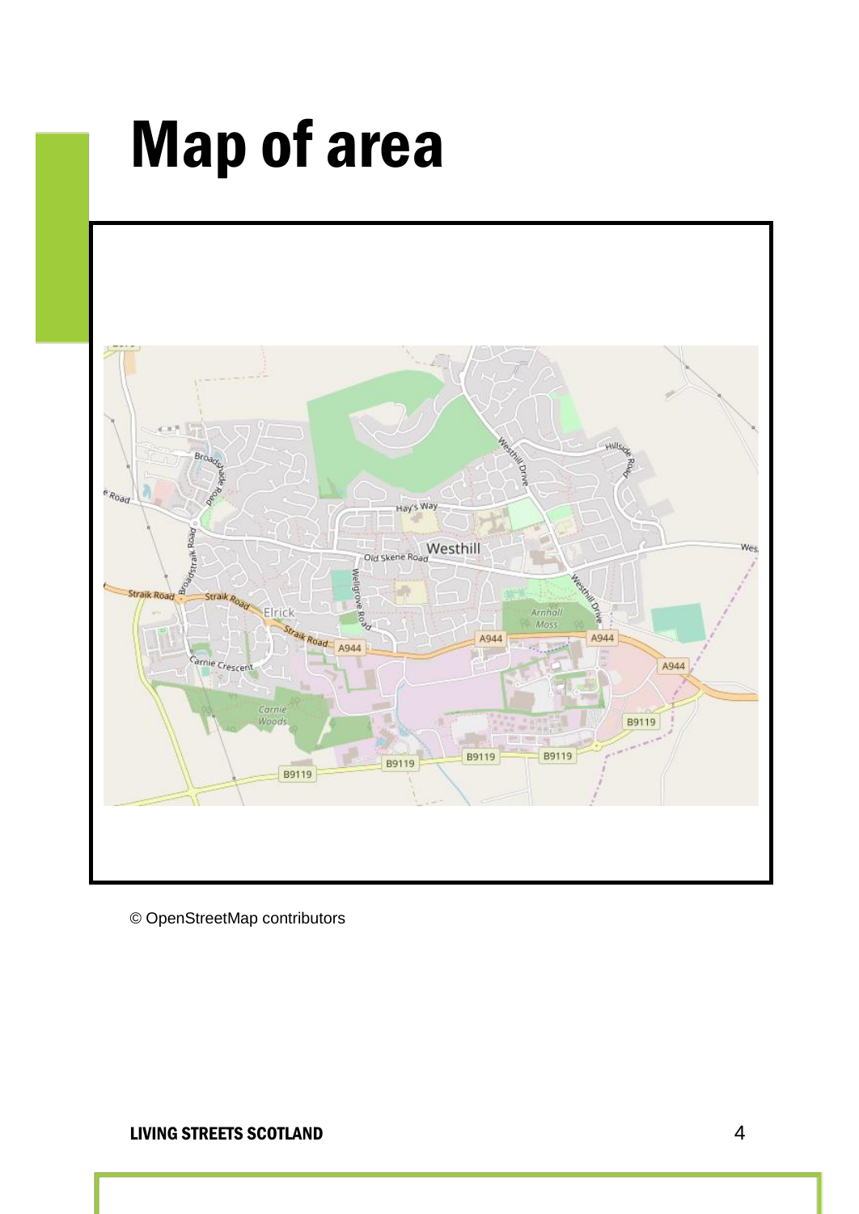# Map of area

© OpenStreetMap contributors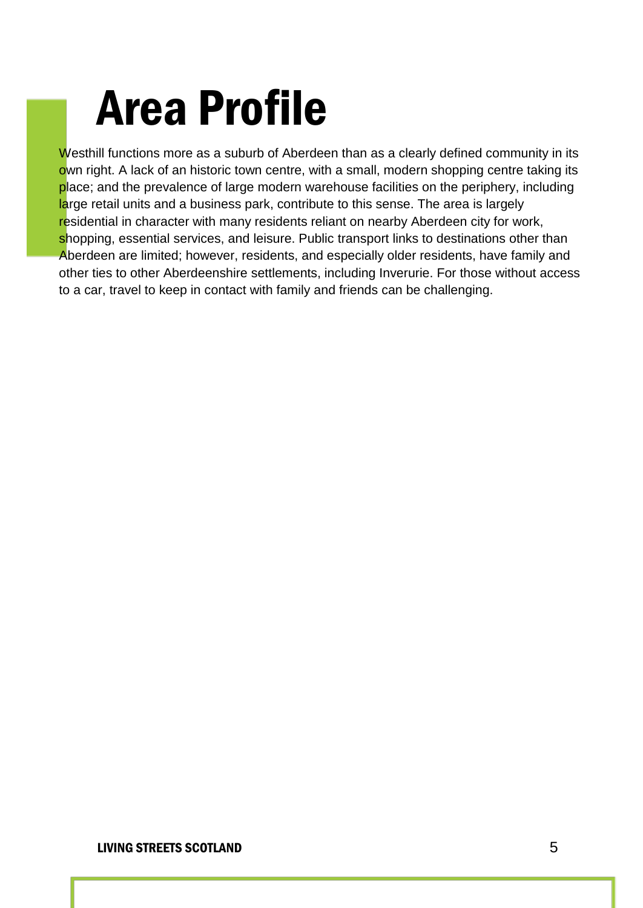# Area Profile

Westhill functions more as a suburb of Aberdeen than as a clearly defined community in its own right. A lack of an historic town centre, with a small, modern shopping centre taking its place; and the prevalence of large modern warehouse facilities on the periphery, including large retail units and a business park, contribute to this sense. The area is largely residential in character with many residents reliant on nearby Aberdeen city for work, shopping, essential services, and leisure. Public transport links to destinations other than Aberdeen are limited; however, residents, and especially older residents, have family and other ties to other Aberdeenshire settlements, including Inverurie. For those without access to a car, travel to keep in contact with family and friends can be challenging.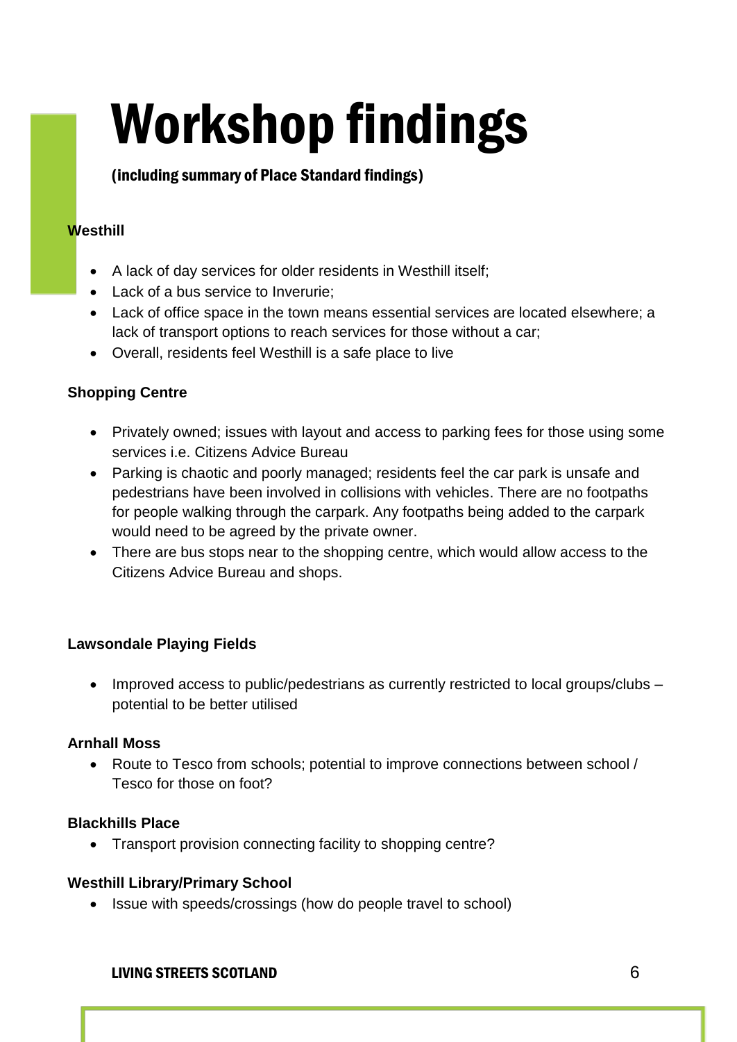# Workshop findings

**(including summary of Place Standard findings)**

**Westhill**

- A lack of day services for older residents in Westhill itself;
- Lack of a bus service to Inverurie;
- Lack of office space in the town means essential services are located elsewhere; a lack of transport options to reach services for those without a car;
- Overall, residents feel Westhill is a safe place to live

**Shopping Centre**

- Privately owned; issues with layout and access to parking fees for those using some services i.e. Citizens Advice Bureau
- Parking is chaotic and poorly managed; residents feel the car park is unsafe and pedestrians have been involved in collisions with vehicles. There are no footpaths for people walking through the carpark. Any footpaths being added to the carpark would need to be agreed by the private owner.
- There are bus stops near to the shopping centre, which would allow access to the Citizens Advice Bureau and shops.

**Lawsondale Playing Fields**

- Improved access to public/pedestrians as currently restricted to local groups/clubs – potential to be better utilised

**Arnhall Moss**

- Route to Tesco from schools; potential to improve connections between school / Tesco for those on foot?

**Blackhills Place**

- Transport provision connecting facility to shopping centre?

**Westhill Library/Primary School**

- Issue with speeds/crossings (how do people travel to school)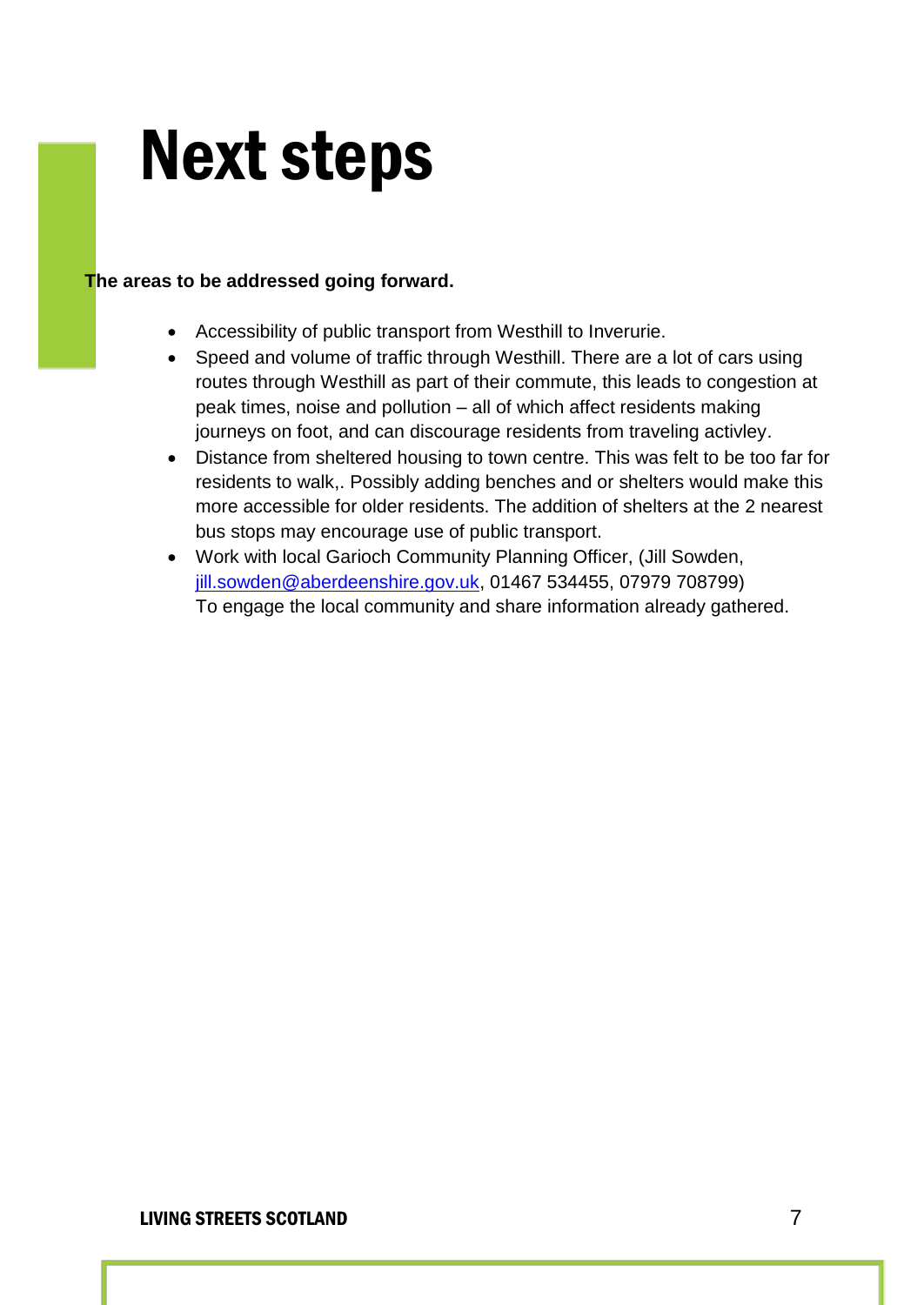# Next steps

**The areas to be addressed going forward.**

- Accessibility of public transport from Westhill to Inverurie.
- Speed and volume of traffic through Westhill. There are a lot of cars using routes through Westhill as part of their commute, this leads to congestion at peak times, noise and pollution – all of which affect residents making journeys on foot, and can discourage residents from traveling activley.
- Distance from sheltered housing to town centre. This was felt to be too far for residents to walk,. Possibly adding benches and or shelters would make this more accessible for older residents. The addition of shelters at the 2 nearest bus stops may encourage use of public transport.
- Work with local Garioch Community Planning Officer, (Jill Sowden, jill.sowden@aberdeenshire.gov.uk, 01467 534455, 07979 708799) To engage the local community and share information already gathered.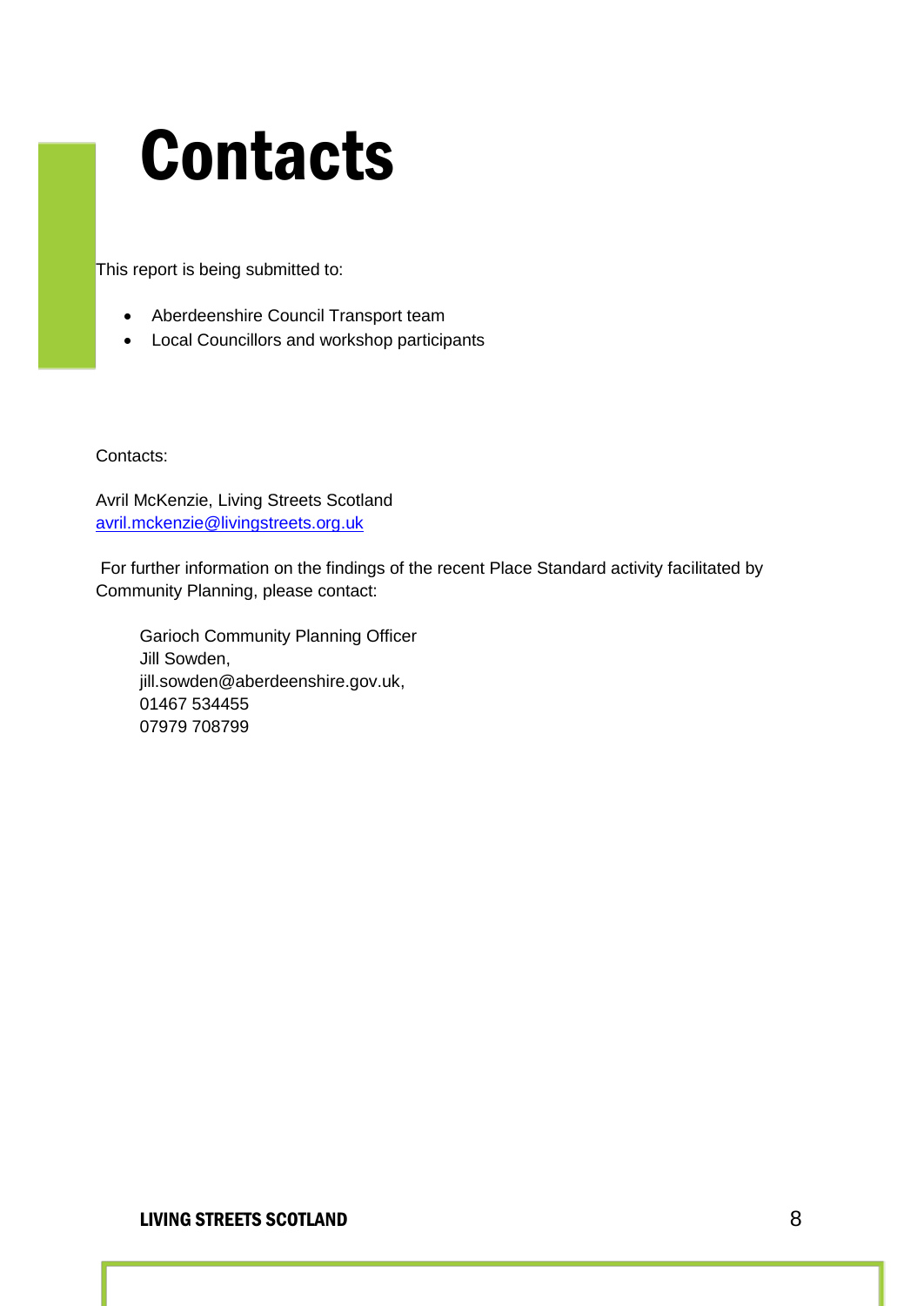# Contacts

This report is being submitted to:

- Aberdeenshire Council Transport team
- Local Councillors and workshop participants

Contacts:

Avril McKenzie, Living Streets Scotland
avril.mckenzie@livingstreets.org.uk

For further information on the findings of the recent Place Standard activity facilitated by Community Planning, please contact:

Garioch Community Planning Officer
Jill Sowden,
jill.sowden@aberdeenshire.gov.uk,
01467 534455
07979 708799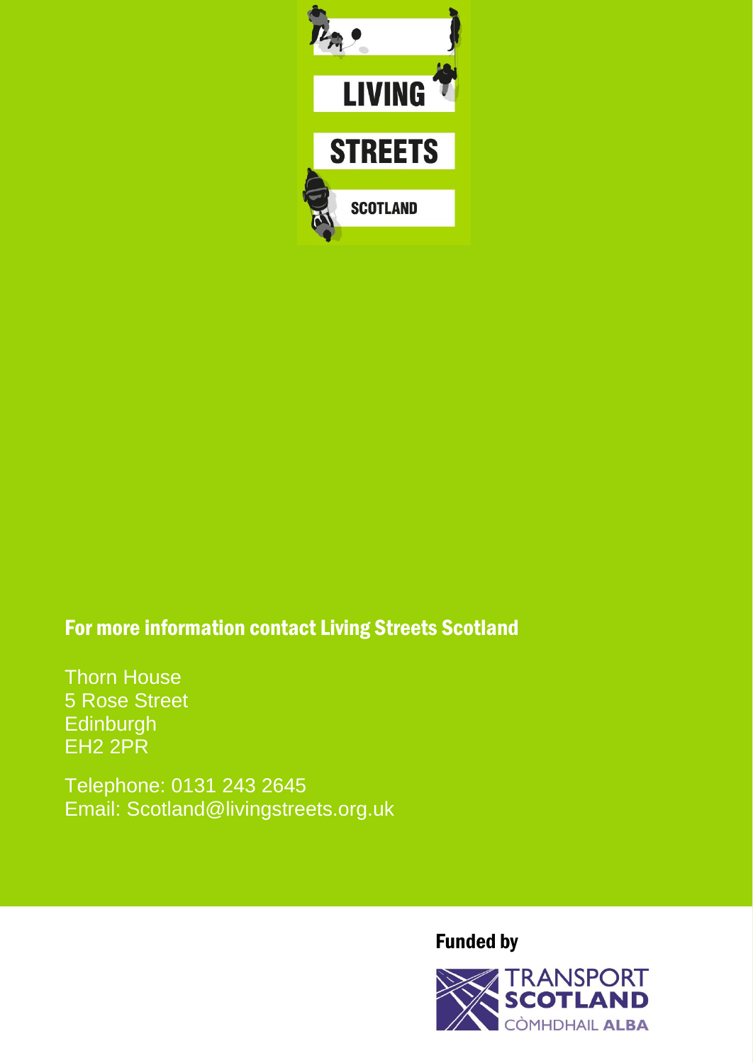LIVING STREETS SCOTLAND

## For more information contact Living Streets Scotland

Thorn House
5 Rose Street
Edinburgh
EH2 2PR

Telephone: 0131 243 2645
Email: Scotland@livingstreets.org.uk

**Funded by**

TRANSPORT SCOTLAND
CÒMHDHAIL ALBA